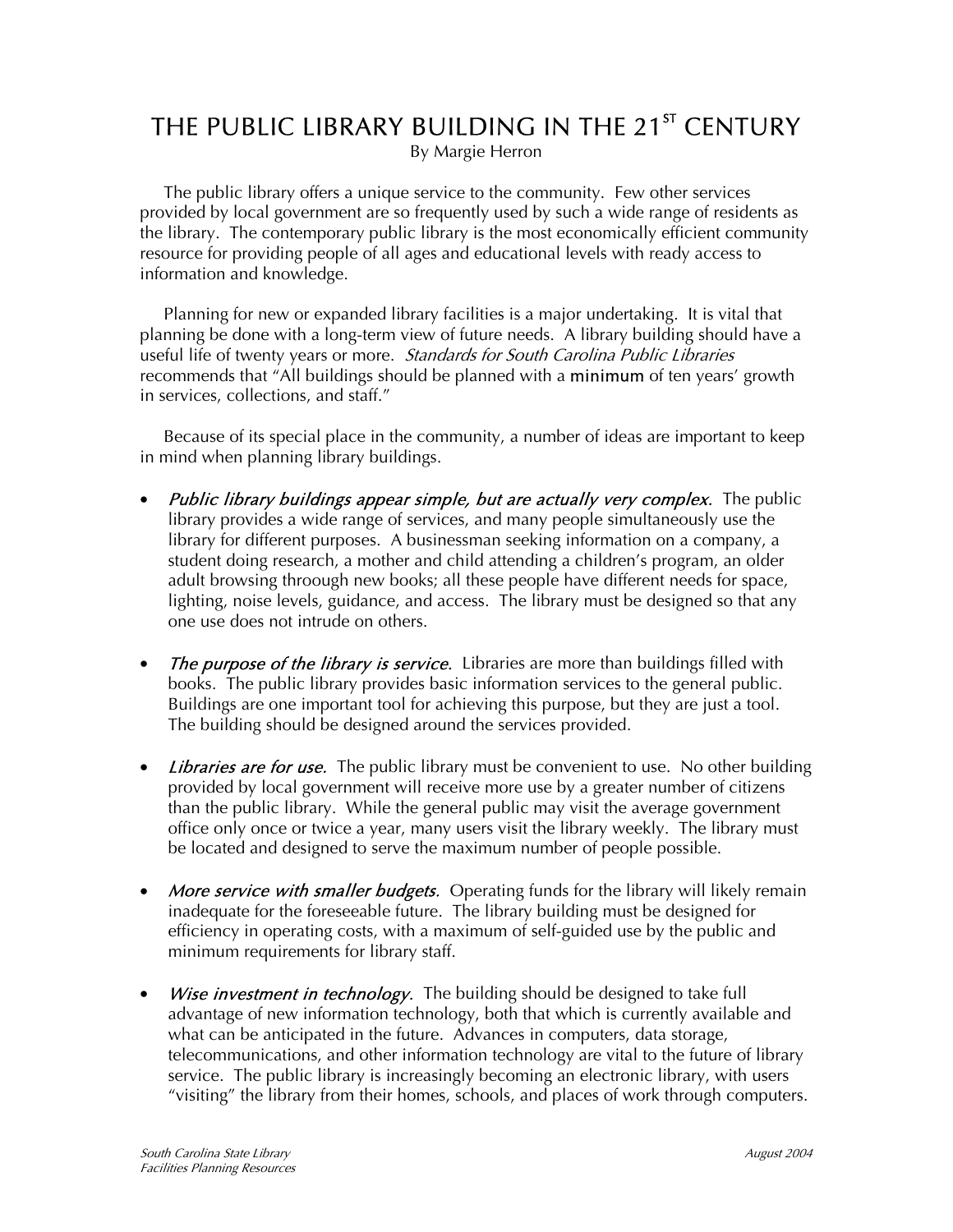# THE PUBLIC LIBRARY BUILDING IN THE 21ST CENTURY

By Margie Herron

The public library offers a unique service to the community. Few other services provided by local government are so frequently used by such a wide range of residents as the library. The contemporary public library is the most economically efficient community resource for providing people of all ages and educational levels with ready access to information and knowledge.

Planning for new or expanded library facilities is a major undertaking. It is vital that planning be done with a long-term view of future needs. A library building should have a useful life of twenty years or more. *Standards for South Carolina Public Libraries* recommends that "All buildings should be planned with a **minimum** of ten years' growth in services, collections, and staff."

Because of its special place in the community, a number of ideas are important to keep in mind when planning library buildings.

- *Public library buildings appear simple, but are actually very complex.* The public library provides a wide range of services, and many people simultaneously use the library for different purposes. A businessman seeking information on a company, a student doing research, a mother and child attending a children's program, an older adult browsing throough new books; all these people have different needs for space, lighting, noise levels, guidance, and access. The library must be designed so that any one use does not intrude on others.

- *The purpose of the library is service.* Libraries are more than buildings filled with books. The public library provides basic information services to the general public. Buildings are one important tool for achieving this purpose, but they are just a tool. The building should be designed around the services provided.

- *Libraries are for use.* The public library must be convenient to use. No other building provided by local government will receive more use by a greater number of citizens than the public library. While the general public may visit the average government office only once or twice a year, many users visit the library weekly. The library must be located and designed to serve the maximum number of people possible.

- *More service with smaller budgets.* Operating funds for the library will likely remain inadequate for the foreseeable future. The library building must be designed for efficiency in operating costs, with a maximum of self-guided use by the public and minimum requirements for library staff.

- *Wise investment in technology.* The building should be designed to take full advantage of new information technology, both that which is currently available and what can be anticipated in the future. Advances in computers, data storage, telecommunications, and other information technology are vital to the future of library service. The public library is increasingly becoming an electronic library, with users "visiting" the library from their homes, schools, and places of work through computers.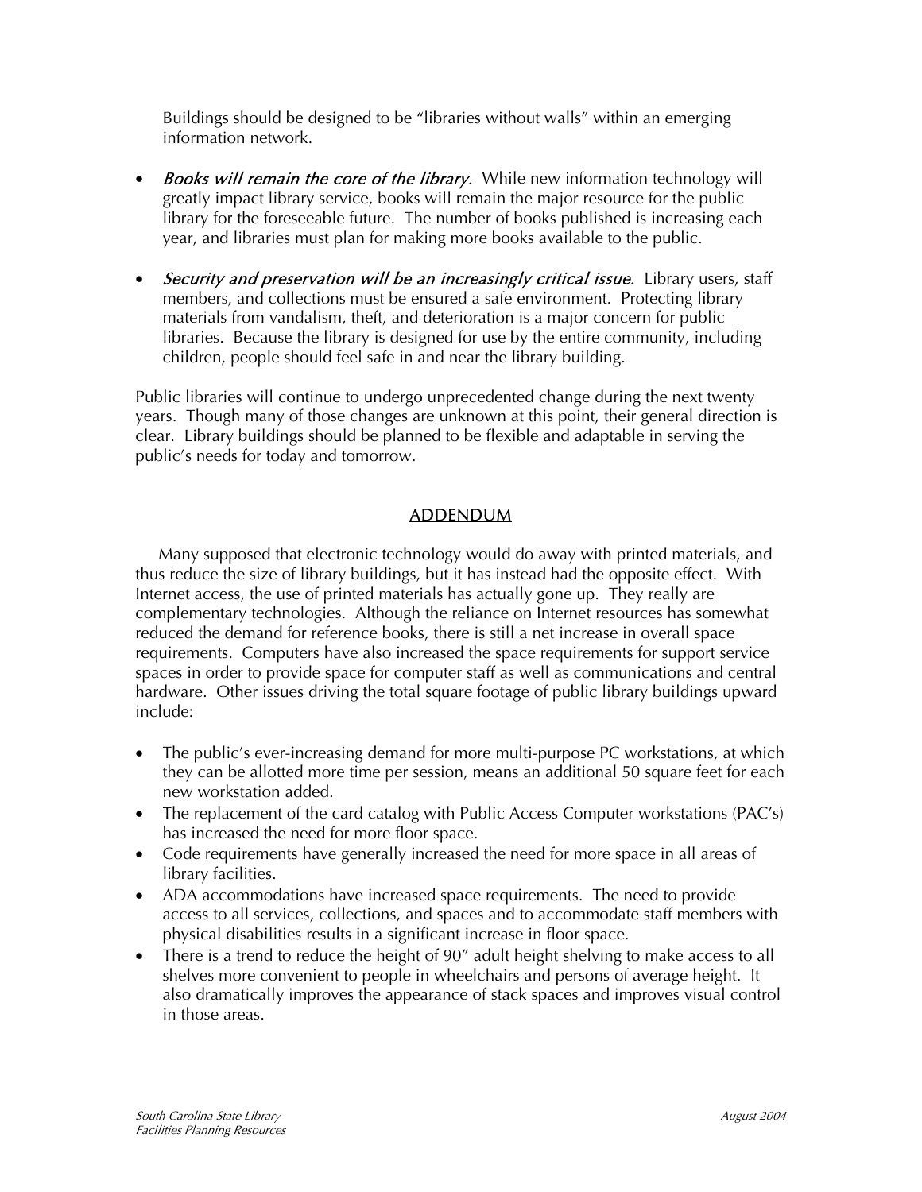Buildings should be designed to be "libraries without walls" within an emerging information network.

- *Books will remain the core of the library.* While new information technology will greatly impact library service, books will remain the major resource for the public library for the foreseeable future. The number of books published is increasing each year, and libraries must plan for making more books available to the public.

- *Security and preservation will be an increasingly critical issue.* Library users, staff members, and collections must be ensured a safe environment. Protecting library materials from vandalism, theft, and deterioration is a major concern for public libraries. Because the library is designed for use by the entire community, including children, people should feel safe in and near the library building.

Public libraries will continue to undergo unprecedented change during the next twenty years. Though many of those changes are unknown at this point, their general direction is clear. Library buildings should be planned to be flexible and adaptable in serving the public's needs for today and tomorrow.

## ADDENDUM

Many supposed that electronic technology would do away with printed materials, and thus reduce the size of library buildings, but it has instead had the opposite effect. With Internet access, the use of printed materials has actually gone up. They really are complementary technologies. Although the reliance on Internet resources has somewhat reduced the demand for reference books, there is still a net increase in overall space requirements. Computers have also increased the space requirements for support service spaces in order to provide space for computer staff as well as communications and central hardware. Other issues driving the total square footage of public library buildings upward include:

- The public's ever-increasing demand for more multi-purpose PC workstations, at which they can be allotted more time per session, means an additional 50 square feet for each new workstation added.
- The replacement of the card catalog with Public Access Computer workstations (PAC's) has increased the need for more floor space.
- Code requirements have generally increased the need for more space in all areas of library facilities.
- ADA accommodations have increased space requirements. The need to provide access to all services, collections, and spaces and to accommodate staff members with physical disabilities results in a significant increase in floor space.
- There is a trend to reduce the height of 90" adult height shelving to make access to all shelves more convenient to people in wheelchairs and persons of average height. It also dramatically improves the appearance of stack spaces and improves visual control in those areas.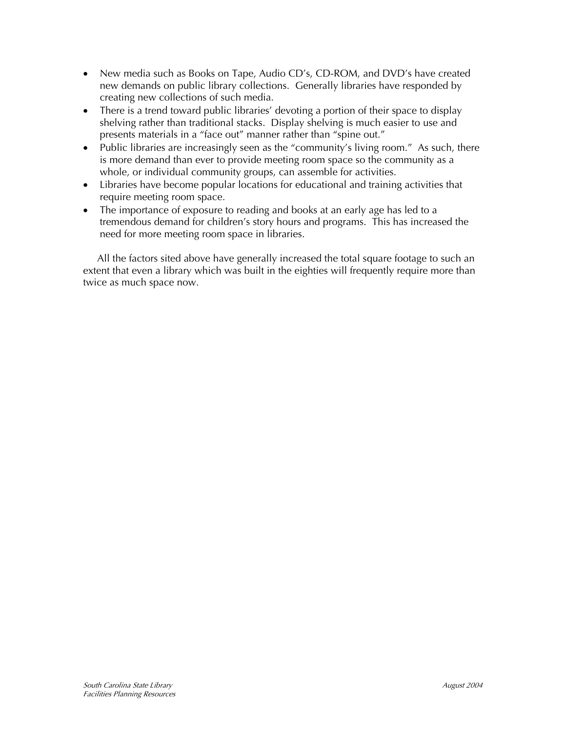- New media such as Books on Tape, Audio CD's, CD-ROM, and DVD's have created new demands on public library collections. Generally libraries have responded by creating new collections of such media.
- There is a trend toward public libraries' devoting a portion of their space to display shelving rather than traditional stacks. Display shelving is much easier to use and presents materials in a "face out" manner rather than "spine out."
- Public libraries are increasingly seen as the "community's living room." As such, there is more demand than ever to provide meeting room space so the community as a whole, or individual community groups, can assemble for activities.
- Libraries have become popular locations for educational and training activities that require meeting room space.
- The importance of exposure to reading and books at an early age has led to a tremendous demand for children's story hours and programs. This has increased the need for more meeting room space in libraries.

All the factors sited above have generally increased the total square footage to such an extent that even a library which was built in the eighties will frequently require more than twice as much space now.